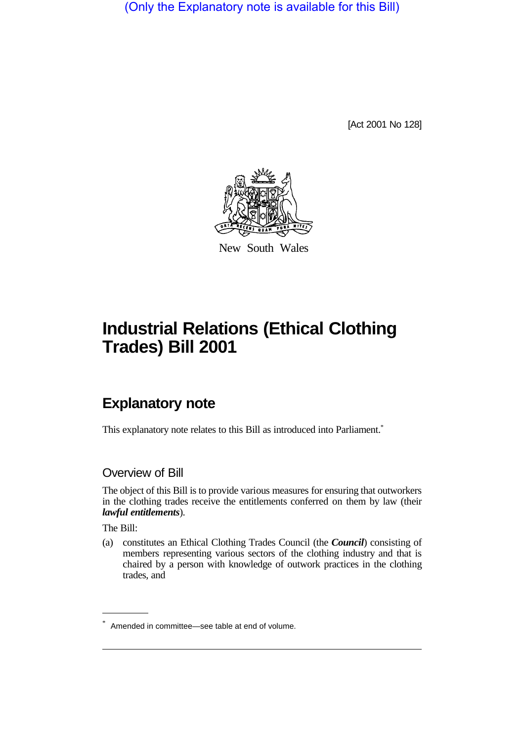(Only the Explanatory note is available for this Bill)

[Act 2001 No 128]

New South Wales

# Industrial Relations (Ethical Clothing Trades) Bill 2001

## Explanatory note

This explanatory note relates to this Bill as introduced into Parliament.*

### Overview of Bill

The object of this Bill is to provide various measures for ensuring that outworkers in the clothing trades receive the entitlements conferred on them by law (their ***lawful entitlements***).

The Bill:

(a) constitutes an Ethical Clothing Trades Council (the ***Council***) consisting of members representing various sectors of the clothing industry and that is chaired by a person with knowledge of outwork practices in the clothing trades, and

\* Amended in committee—see table at end of volume.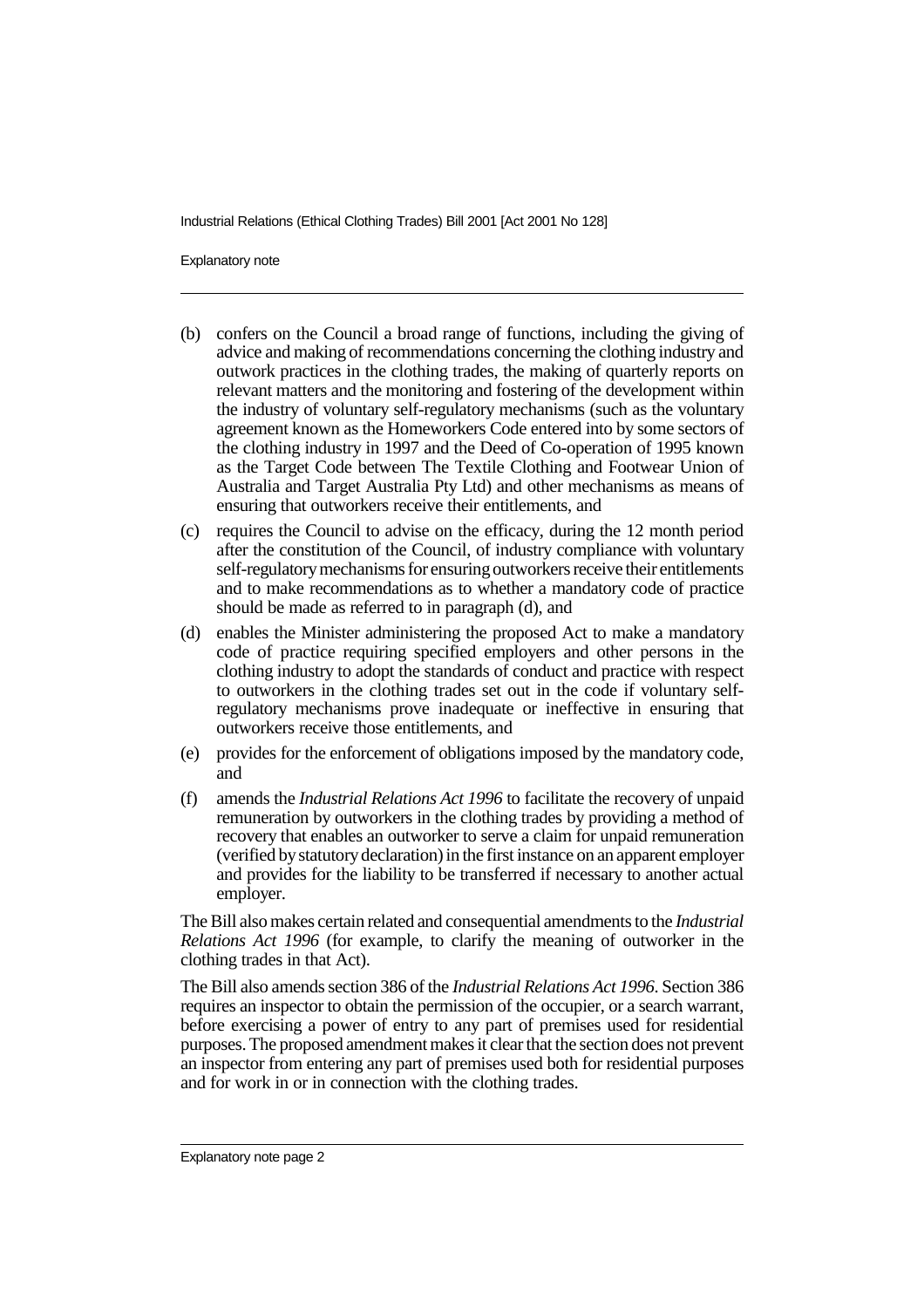(b) confers on the Council a broad range of functions, including the giving of advice and making of recommendations concerning the clothing industry and outwork practices in the clothing trades, the making of quarterly reports on relevant matters and the monitoring and fostering of the development within the industry of voluntary self-regulatory mechanisms (such as the voluntary agreement known as the Homeworkers Code entered into by some sectors of the clothing industry in 1997 and the Deed of Co-operation of 1995 known as the Target Code between The Textile Clothing and Footwear Union of Australia and Target Australia Pty Ltd) and other mechanisms as means of ensuring that outworkers receive their entitlements, and

(c) requires the Council to advise on the efficacy, during the 12 month period after the constitution of the Council, of industry compliance with voluntary self-regulatory mechanisms for ensuring outworkers receive their entitlements and to make recommendations as to whether a mandatory code of practice should be made as referred to in paragraph (d), and

(d) enables the Minister administering the proposed Act to make a mandatory code of practice requiring specified employers and other persons in the clothing industry to adopt the standards of conduct and practice with respect to outworkers in the clothing trades set out in the code if voluntary self-regulatory mechanisms prove inadequate or ineffective in ensuring that outworkers receive those entitlements, and

(e) provides for the enforcement of obligations imposed by the mandatory code, and

(f) amends the *Industrial Relations Act 1996* to facilitate the recovery of unpaid remuneration by outworkers in the clothing trades by providing a method of recovery that enables an outworker to serve a claim for unpaid remuneration (verified by statutory declaration) in the first instance on an apparent employer and provides for the liability to be transferred if necessary to another actual employer.

The Bill also makes certain related and consequential amendments to the *Industrial Relations Act 1996* (for example, to clarify the meaning of outworker in the clothing trades in that Act).

The Bill also amends section 386 of the *Industrial Relations Act 1996*. Section 386 requires an inspector to obtain the permission of the occupier, or a search warrant, before exercising a power of entry to any part of premises used for residential purposes. The proposed amendment makes it clear that the section does not prevent an inspector from entering any part of premises used both for residential purposes and for work in or in connection with the clothing trades.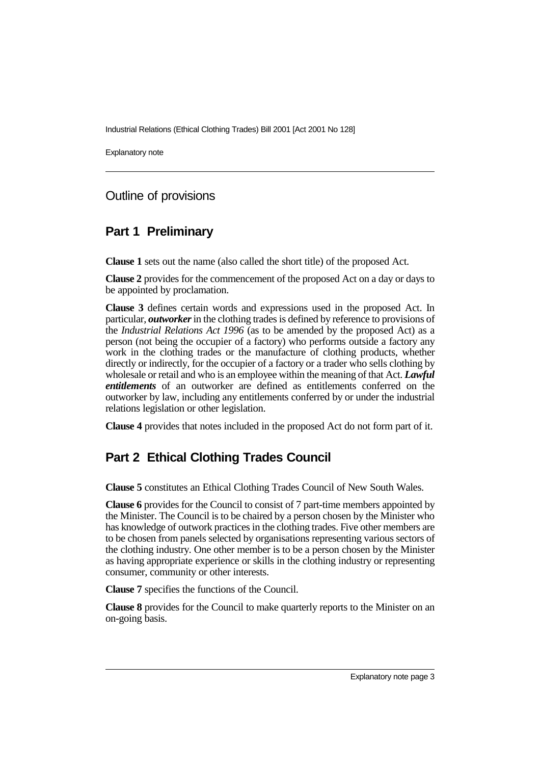## Outline of provisions

## Part 1 Preliminary

**Clause 1** sets out the name (also called the short title) of the proposed Act.

**Clause 2** provides for the commencement of the proposed Act on a day or days to be appointed by proclamation.

**Clause 3** defines certain words and expressions used in the proposed Act. In particular, ***outworker*** in the clothing trades is defined by reference to provisions of the *Industrial Relations Act 1996* (as to be amended by the proposed Act) as a person (not being the occupier of a factory) who performs outside a factory any work in the clothing trades or the manufacture of clothing products, whether directly or indirectly, for the occupier of a factory or a trader who sells clothing by wholesale or retail and who is an employee within the meaning of that Act. ***Lawful entitlements*** of an outworker are defined as entitlements conferred on the outworker by law, including any entitlements conferred by or under the industrial relations legislation or other legislation.

**Clause 4** provides that notes included in the proposed Act do not form part of it.

## Part 2 Ethical Clothing Trades Council

**Clause 5** constitutes an Ethical Clothing Trades Council of New South Wales.

**Clause 6** provides for the Council to consist of 7 part-time members appointed by the Minister. The Council is to be chaired by a person chosen by the Minister who has knowledge of outwork practices in the clothing trades. Five other members are to be chosen from panels selected by organisations representing various sectors of the clothing industry. One other member is to be a person chosen by the Minister as having appropriate experience or skills in the clothing industry or representing consumer, community or other interests.

**Clause 7** specifies the functions of the Council.

**Clause 8** provides for the Council to make quarterly reports to the Minister on an on-going basis.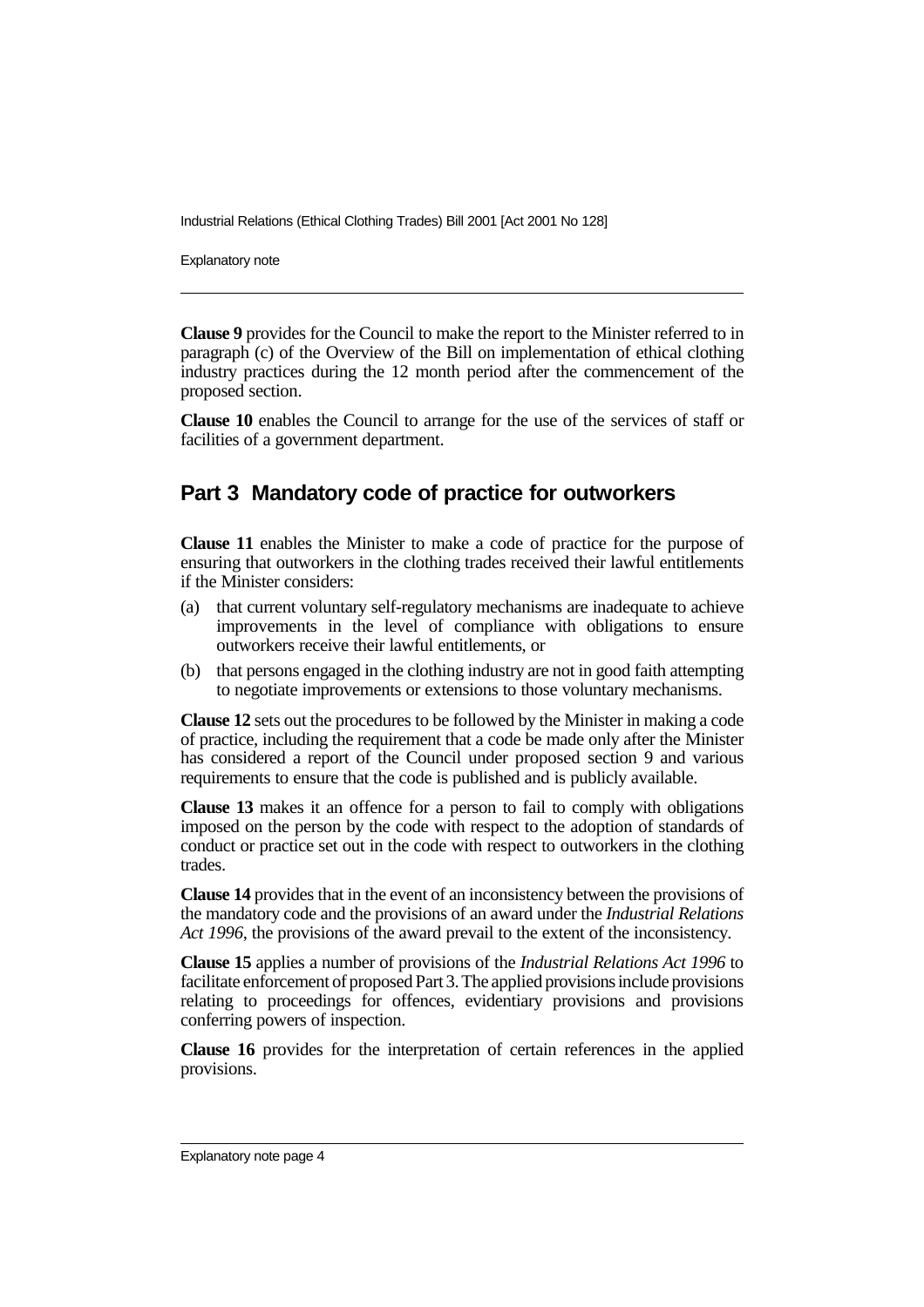**Clause 9** provides for the Council to make the report to the Minister referred to in paragraph (c) of the Overview of the Bill on implementation of ethical clothing industry practices during the 12 month period after the commencement of the proposed section.

**Clause 10** enables the Council to arrange for the use of the services of staff or facilities of a government department.

## Part 3 Mandatory code of practice for outworkers

**Clause 11** enables the Minister to make a code of practice for the purpose of ensuring that outworkers in the clothing trades received their lawful entitlements if the Minister considers:

(a) that current voluntary self-regulatory mechanisms are inadequate to achieve improvements in the level of compliance with obligations to ensure outworkers receive their lawful entitlements, or

(b) that persons engaged in the clothing industry are not in good faith attempting to negotiate improvements or extensions to those voluntary mechanisms.

**Clause 12** sets out the procedures to be followed by the Minister in making a code of practice, including the requirement that a code be made only after the Minister has considered a report of the Council under proposed section 9 and various requirements to ensure that the code is published and is publicly available.

**Clause 13** makes it an offence for a person to fail to comply with obligations imposed on the person by the code with respect to the adoption of standards of conduct or practice set out in the code with respect to outworkers in the clothing trades.

**Clause 14** provides that in the event of an inconsistency between the provisions of the mandatory code and the provisions of an award under the *Industrial Relations Act 1996*, the provisions of the award prevail to the extent of the inconsistency.

**Clause 15** applies a number of provisions of the *Industrial Relations Act 1996* to facilitate enforcement of proposed Part 3. The applied provisions include provisions relating to proceedings for offences, evidentiary provisions and provisions conferring powers of inspection.

**Clause 16** provides for the interpretation of certain references in the applied provisions.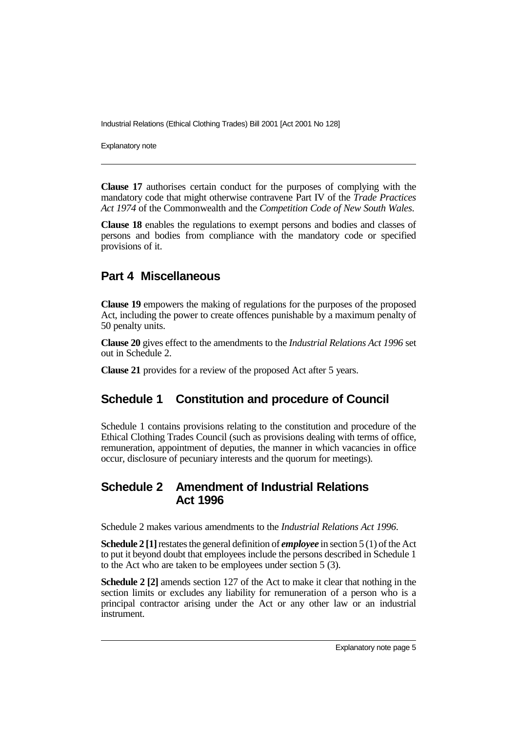**Clause 17** authorises certain conduct for the purposes of complying with the mandatory code that might otherwise contravene Part IV of the *Trade Practices Act 1974* of the Commonwealth and the *Competition Code of New South Wales*.

**Clause 18** enables the regulations to exempt persons and bodies and classes of persons and bodies from compliance with the mandatory code or specified provisions of it.

## Part 4 Miscellaneous

**Clause 19** empowers the making of regulations for the purposes of the proposed Act, including the power to create offences punishable by a maximum penalty of 50 penalty units.

**Clause 20** gives effect to the amendments to the *Industrial Relations Act 1996* set out in Schedule 2.

**Clause 21** provides for a review of the proposed Act after 5 years.

## Schedule 1 Constitution and procedure of Council

Schedule 1 contains provisions relating to the constitution and procedure of the Ethical Clothing Trades Council (such as provisions dealing with terms of office, remuneration, appointment of deputies, the manner in which vacancies in office occur, disclosure of pecuniary interests and the quorum for meetings).

## Schedule 2 Amendment of Industrial Relations Act 1996

Schedule 2 makes various amendments to the *Industrial Relations Act 1996*.

**Schedule 2 [1]** restates the general definition of ***employee*** in section 5 (1) of the Act to put it beyond doubt that employees include the persons described in Schedule 1 to the Act who are taken to be employees under section 5 (3).

**Schedule 2 [2]** amends section 127 of the Act to make it clear that nothing in the section limits or excludes any liability for remuneration of a person who is a principal contractor arising under the Act or any other law or an industrial instrument.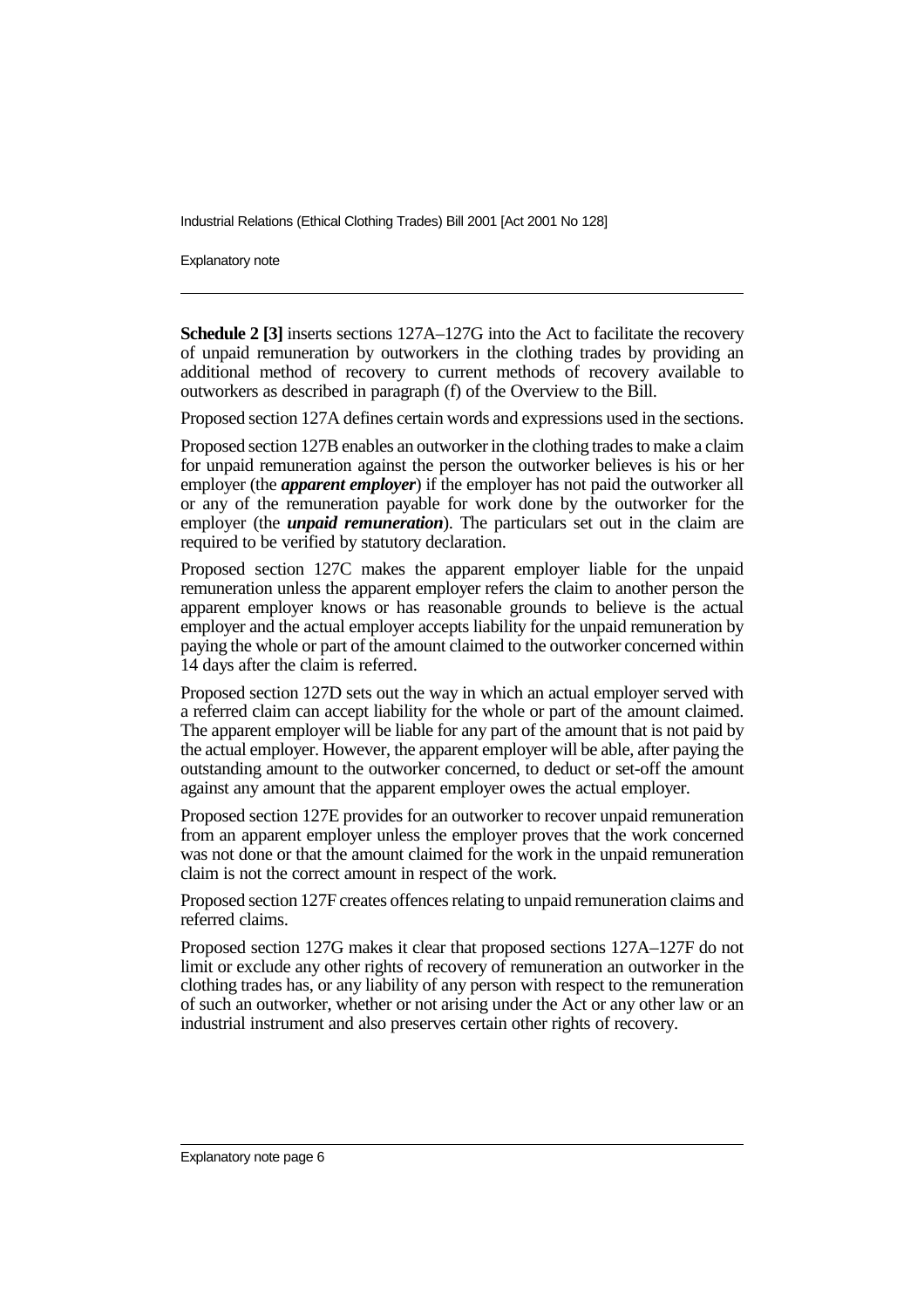**Schedule 2 [3]** inserts sections 127A–127G into the Act to facilitate the recovery of unpaid remuneration by outworkers in the clothing trades by providing an additional method of recovery to current methods of recovery available to outworkers as described in paragraph (f) of the Overview to the Bill.

Proposed section 127A defines certain words and expressions used in the sections.

Proposed section 127B enables an outworker in the clothing trades to make a claim for unpaid remuneration against the person the outworker believes is his or her employer (the ***apparent employer***) if the employer has not paid the outworker all or any of the remuneration payable for work done by the outworker for the employer (the ***unpaid remuneration***). The particulars set out in the claim are required to be verified by statutory declaration.

Proposed section 127C makes the apparent employer liable for the unpaid remuneration unless the apparent employer refers the claim to another person the apparent employer knows or has reasonable grounds to believe is the actual employer and the actual employer accepts liability for the unpaid remuneration by paying the whole or part of the amount claimed to the outworker concerned within 14 days after the claim is referred.

Proposed section 127D sets out the way in which an actual employer served with a referred claim can accept liability for the whole or part of the amount claimed. The apparent employer will be liable for any part of the amount that is not paid by the actual employer. However, the apparent employer will be able, after paying the outstanding amount to the outworker concerned, to deduct or set-off the amount against any amount that the apparent employer owes the actual employer.

Proposed section 127E provides for an outworker to recover unpaid remuneration from an apparent employer unless the employer proves that the work concerned was not done or that the amount claimed for the work in the unpaid remuneration claim is not the correct amount in respect of the work.

Proposed section 127F creates offences relating to unpaid remuneration claims and referred claims.

Proposed section 127G makes it clear that proposed sections 127A–127F do not limit or exclude any other rights of recovery of remuneration an outworker in the clothing trades has, or any liability of any person with respect to the remuneration of such an outworker, whether or not arising under the Act or any other law or an industrial instrument and also preserves certain other rights of recovery.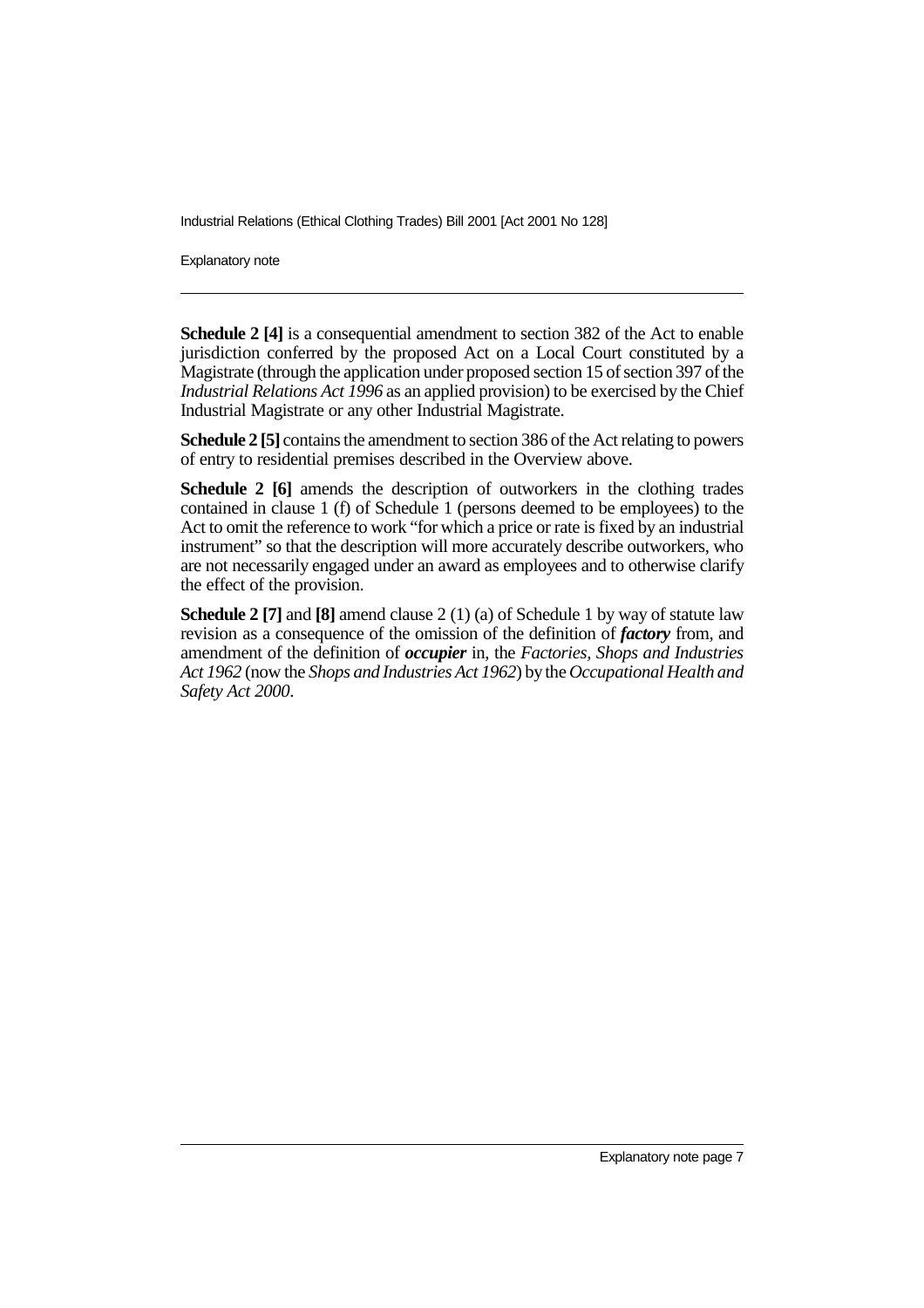**Schedule 2 [4]** is a consequential amendment to section 382 of the Act to enable jurisdiction conferred by the proposed Act on a Local Court constituted by a Magistrate (through the application under proposed section 15 of section 397 of the *Industrial Relations Act 1996* as an applied provision) to be exercised by the Chief Industrial Magistrate or any other Industrial Magistrate.

**Schedule 2 [5]** contains the amendment to section 386 of the Act relating to powers of entry to residential premises described in the Overview above.

**Schedule 2 [6]** amends the description of outworkers in the clothing trades contained in clause 1 (f) of Schedule 1 (persons deemed to be employees) to the Act to omit the reference to work "for which a price or rate is fixed by an industrial instrument" so that the description will more accurately describe outworkers, who are not necessarily engaged under an award as employees and to otherwise clarify the effect of the provision.

**Schedule 2 [7]** and **[8]** amend clause 2 (1) (a) of Schedule 1 by way of statute law revision as a consequence of the omission of the definition of ***factory*** from, and amendment of the definition of ***occupier*** in, the *Factories, Shops and Industries Act 1962* (now the *Shops and Industries Act 1962*) by the *Occupational Health and Safety Act 2000*.